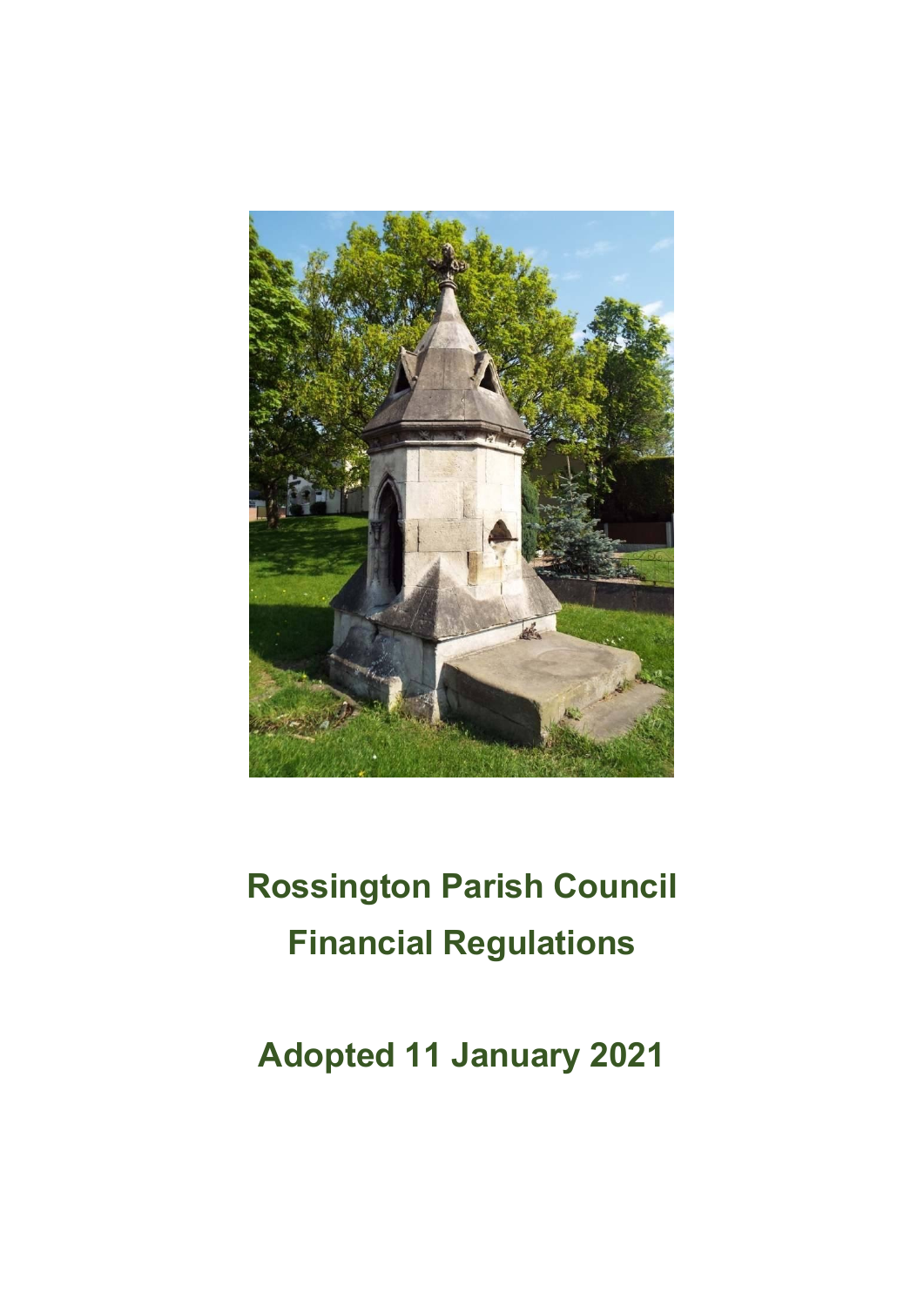# Rossington Parish Council
# Financial Regulations

## Adopted 11 January 2021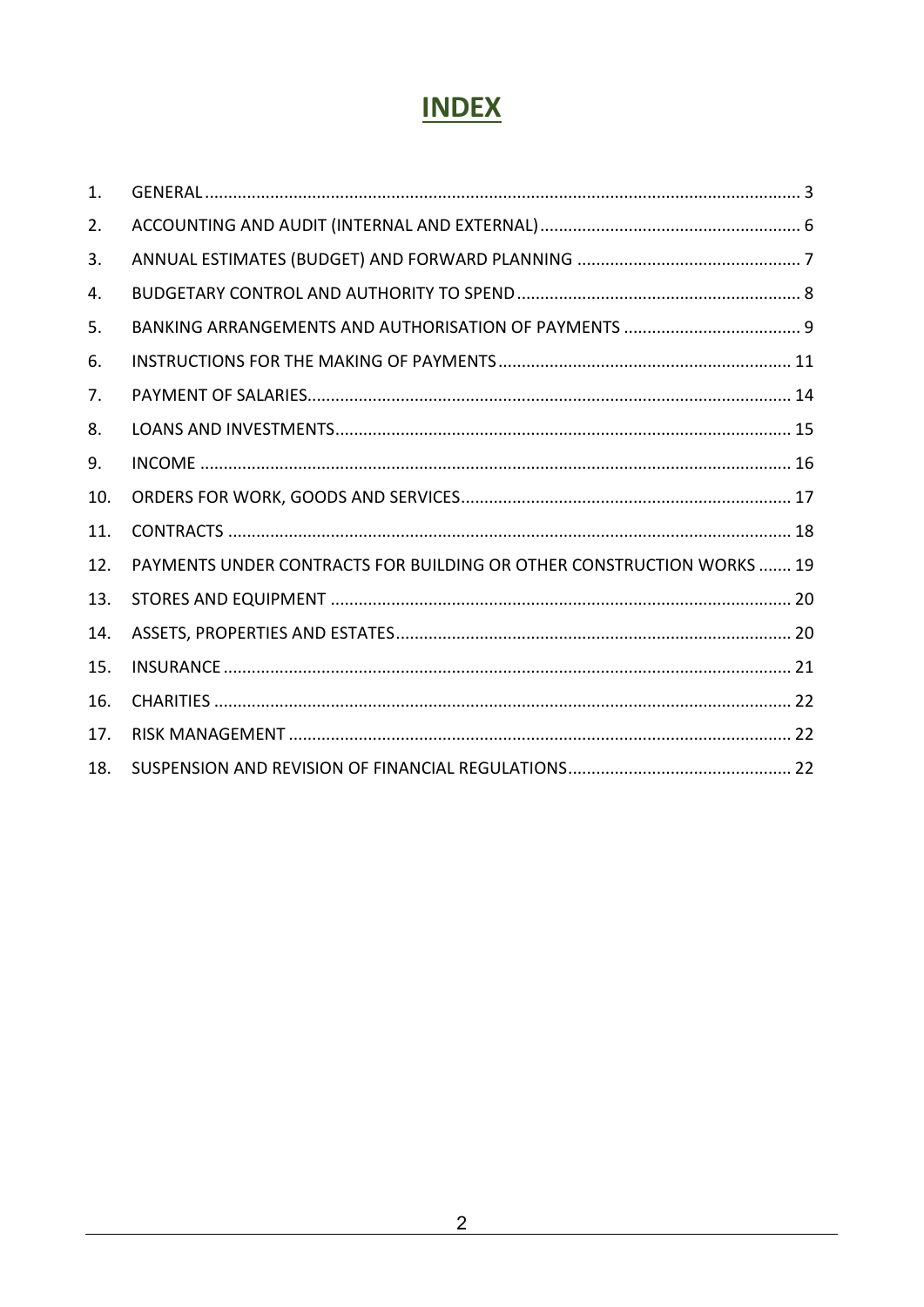# INDEX

1. GENERAL ... 3
2. ACCOUNTING AND AUDIT (INTERNAL AND EXTERNAL) ... 6
3. ANNUAL ESTIMATES (BUDGET) AND FORWARD PLANNING ... 7
4. BUDGETARY CONTROL AND AUTHORITY TO SPEND ... 8
5. BANKING ARRANGEMENTS AND AUTHORISATION OF PAYMENTS ... 9
6. INSTRUCTIONS FOR THE MAKING OF PAYMENTS ... 11
7. PAYMENT OF SALARIES ... 14
8. LOANS AND INVESTMENTS ... 15
9. INCOME ... 16
10. ORDERS FOR WORK, GOODS AND SERVICES ... 17
11. CONTRACTS ... 18
12. PAYMENTS UNDER CONTRACTS FOR BUILDING OR OTHER CONSTRUCTION WORKS ... 19
13. STORES AND EQUIPMENT ... 20
14. ASSETS, PROPERTIES AND ESTATES ... 20
15. INSURANCE ... 21
16. CHARITIES ... 22
17. RISK MANAGEMENT ... 22
18. SUSPENSION AND REVISION OF FINANCIAL REGULATIONS ... 22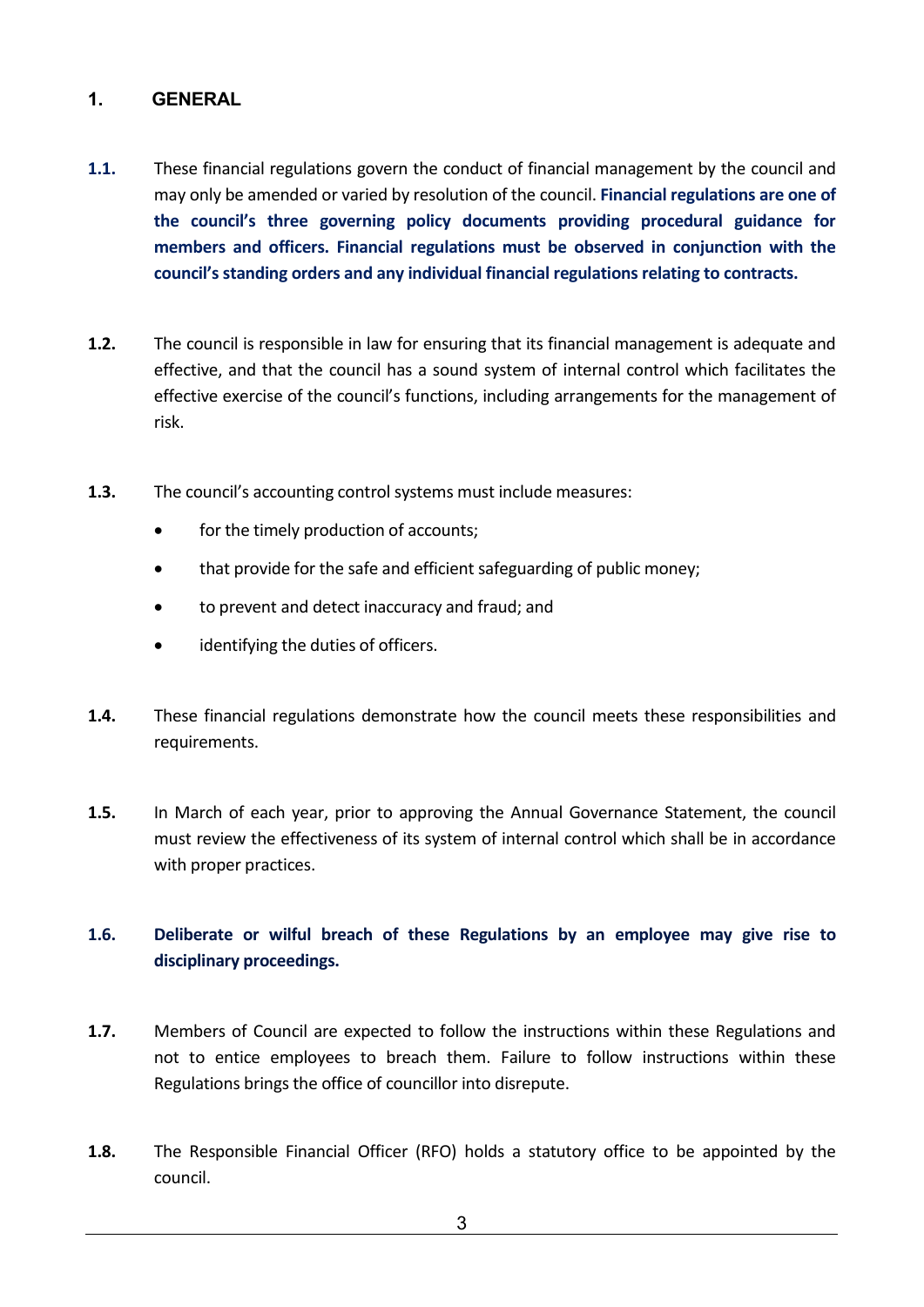## 1. GENERAL

**1.1.** These financial regulations govern the conduct of financial management by the council and may only be amended or varied by resolution of the council. **Financial regulations are one of the council's three governing policy documents providing procedural guidance for members and officers. Financial regulations must be observed in conjunction with the council's standing orders and any individual financial regulations relating to contracts.**

**1.2.** The council is responsible in law for ensuring that its financial management is adequate and effective, and that the council has a sound system of internal control which facilitates the effective exercise of the council's functions, including arrangements for the management of risk.

**1.3.** The council's accounting control systems must include measures:

- for the timely production of accounts;
- that provide for the safe and efficient safeguarding of public money;
- to prevent and detect inaccuracy and fraud; and
- identifying the duties of officers.

**1.4.** These financial regulations demonstrate how the council meets these responsibilities and requirements.

**1.5.** In March of each year, prior to approving the Annual Governance Statement, the council must review the effectiveness of its system of internal control which shall be in accordance with proper practices.

**1.6.** **Deliberate or wilful breach of these Regulations by an employee may give rise to disciplinary proceedings.**

**1.7.** Members of Council are expected to follow the instructions within these Regulations and not to entice employees to breach them. Failure to follow instructions within these Regulations brings the office of councillor into disrepute.

**1.8.** The Responsible Financial Officer (RFO) holds a statutory office to be appointed by the council.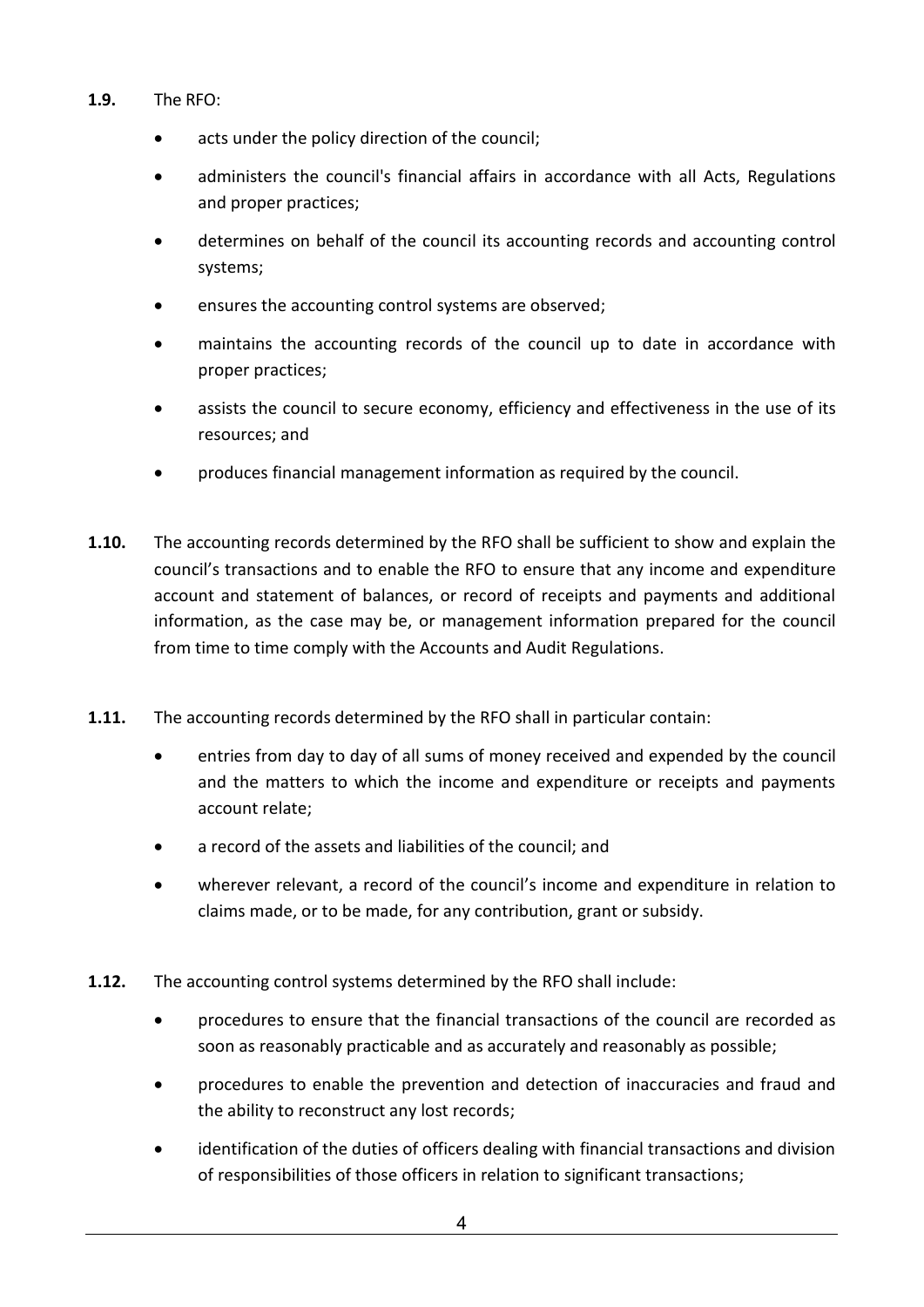**1.9.** The RFO:

- acts under the policy direction of the council;
- administers the council's financial affairs in accordance with all Acts, Regulations and proper practices;
- determines on behalf of the council its accounting records and accounting control systems;
- ensures the accounting control systems are observed;
- maintains the accounting records of the council up to date in accordance with proper practices;
- assists the council to secure economy, efficiency and effectiveness in the use of its resources; and
- produces financial management information as required by the council.

**1.10.** The accounting records determined by the RFO shall be sufficient to show and explain the council's transactions and to enable the RFO to ensure that any income and expenditure account and statement of balances, or record of receipts and payments and additional information, as the case may be, or management information prepared for the council from time to time comply with the Accounts and Audit Regulations.

**1.11.** The accounting records determined by the RFO shall in particular contain:

- entries from day to day of all sums of money received and expended by the council and the matters to which the income and expenditure or receipts and payments account relate;
- a record of the assets and liabilities of the council; and
- wherever relevant, a record of the council's income and expenditure in relation to claims made, or to be made, for any contribution, grant or subsidy.

**1.12.** The accounting control systems determined by the RFO shall include:

- procedures to ensure that the financial transactions of the council are recorded as soon as reasonably practicable and as accurately and reasonably as possible;
- procedures to enable the prevention and detection of inaccuracies and fraud and the ability to reconstruct any lost records;
- identification of the duties of officers dealing with financial transactions and division of responsibilities of those officers in relation to significant transactions;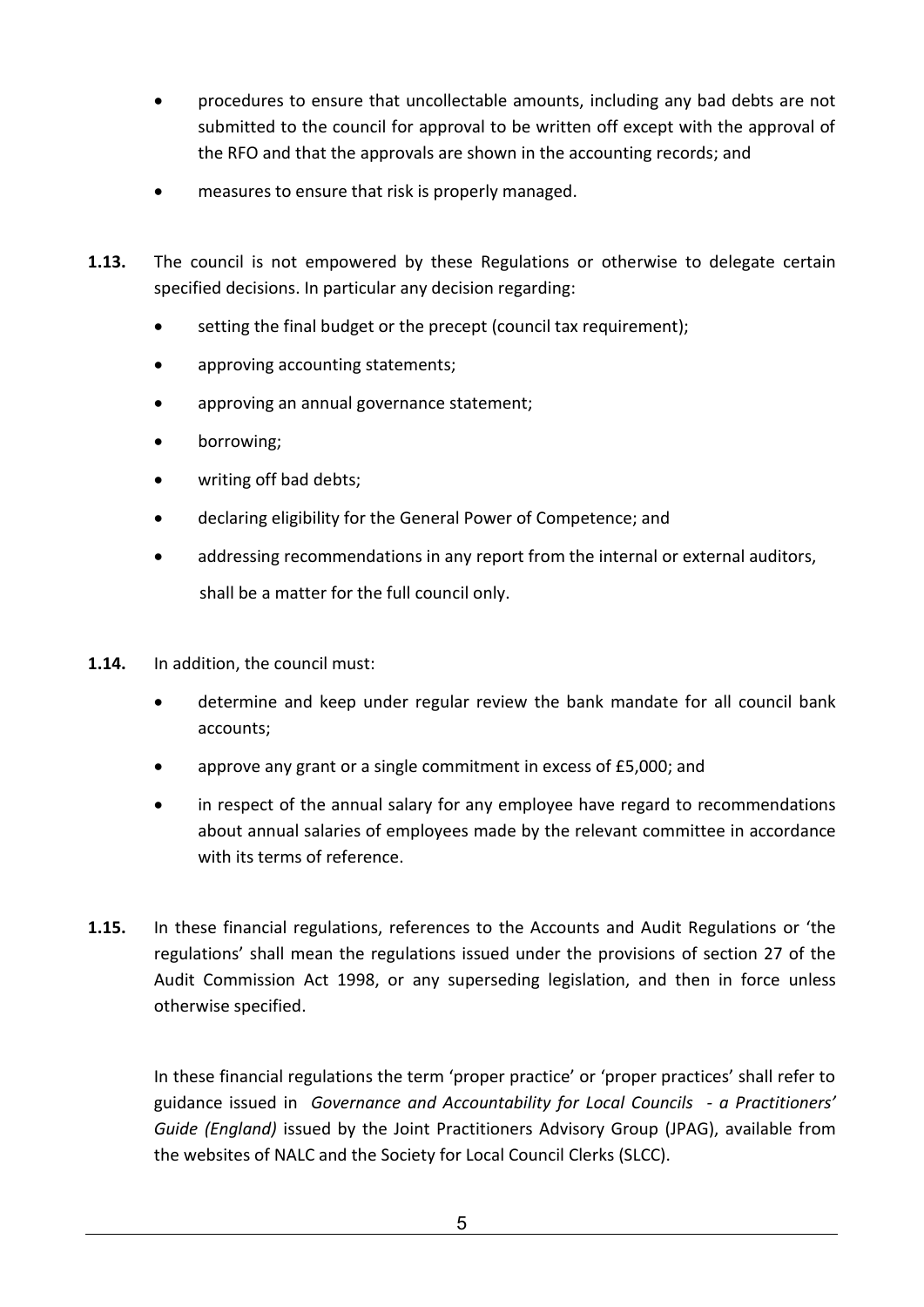- procedures to ensure that uncollectable amounts, including any bad debts are not submitted to the council for approval to be written off except with the approval of the RFO and that the approvals are shown in the accounting records; and
- measures to ensure that risk is properly managed.

**1.13.** The council is not empowered by these Regulations or otherwise to delegate certain specified decisions. In particular any decision regarding:

- setting the final budget or the precept (council tax requirement);
- approving accounting statements;
- approving an annual governance statement;
- borrowing;
- writing off bad debts;
- declaring eligibility for the General Power of Competence; and
- addressing recommendations in any report from the internal or external auditors,

shall be a matter for the full council only.

**1.14.** In addition, the council must:

- determine and keep under regular review the bank mandate for all council bank accounts;
- approve any grant or a single commitment in excess of £5,000; and
- in respect of the annual salary for any employee have regard to recommendations about annual salaries of employees made by the relevant committee in accordance with its terms of reference.

**1.15.** In these financial regulations, references to the Accounts and Audit Regulations or 'the regulations' shall mean the regulations issued under the provisions of section 27 of the Audit Commission Act 1998, or any superseding legislation, and then in force unless otherwise specified.

In these financial regulations the term 'proper practice' or 'proper practices' shall refer to guidance issued in *Governance and Accountability for Local Councils - a Practitioners' Guide (England)* issued by the Joint Practitioners Advisory Group (JPAG), available from the websites of NALC and the Society for Local Council Clerks (SLCC).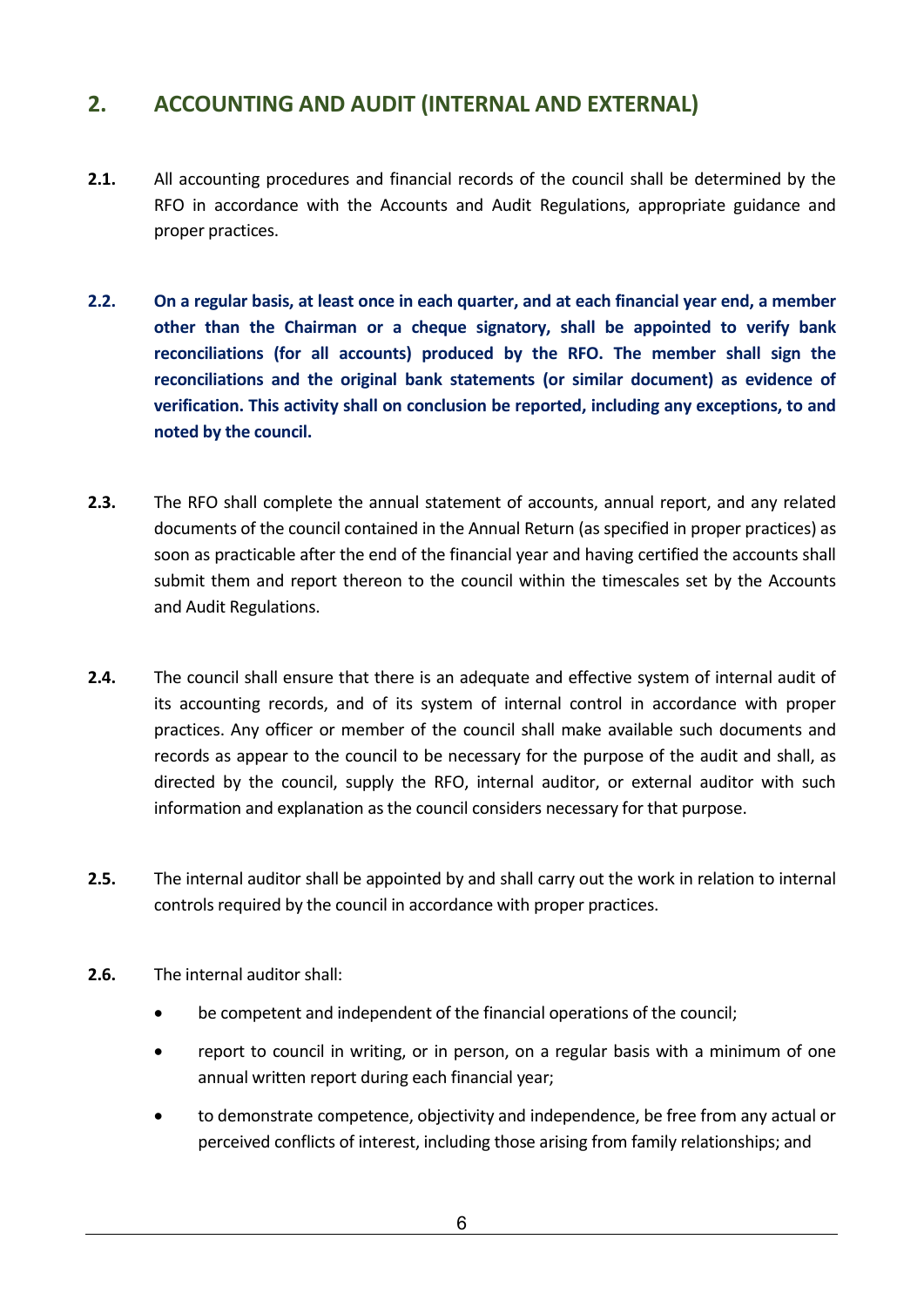## 2. ACCOUNTING AND AUDIT (INTERNAL AND EXTERNAL)

**2.1.** All accounting procedures and financial records of the council shall be determined by the RFO in accordance with the Accounts and Audit Regulations, appropriate guidance and proper practices.

**2.2.** **On a regular basis, at least once in each quarter, and at each financial year end, a member other than the Chairman or a cheque signatory, shall be appointed to verify bank reconciliations (for all accounts) produced by the RFO. The member shall sign the reconciliations and the original bank statements (or similar document) as evidence of verification. This activity shall on conclusion be reported, including any exceptions, to and noted by the council.**

**2.3.** The RFO shall complete the annual statement of accounts, annual report, and any related documents of the council contained in the Annual Return (as specified in proper practices) as soon as practicable after the end of the financial year and having certified the accounts shall submit them and report thereon to the council within the timescales set by the Accounts and Audit Regulations.

**2.4.** The council shall ensure that there is an adequate and effective system of internal audit of its accounting records, and of its system of internal control in accordance with proper practices. Any officer or member of the council shall make available such documents and records as appear to the council to be necessary for the purpose of the audit and shall, as directed by the council, supply the RFO, internal auditor, or external auditor with such information and explanation as the council considers necessary for that purpose.

**2.5.** The internal auditor shall be appointed by and shall carry out the work in relation to internal controls required by the council in accordance with proper practices.

**2.6.** The internal auditor shall:

- be competent and independent of the financial operations of the council;
- report to council in writing, or in person, on a regular basis with a minimum of one annual written report during each financial year;
- to demonstrate competence, objectivity and independence, be free from any actual or perceived conflicts of interest, including those arising from family relationships; and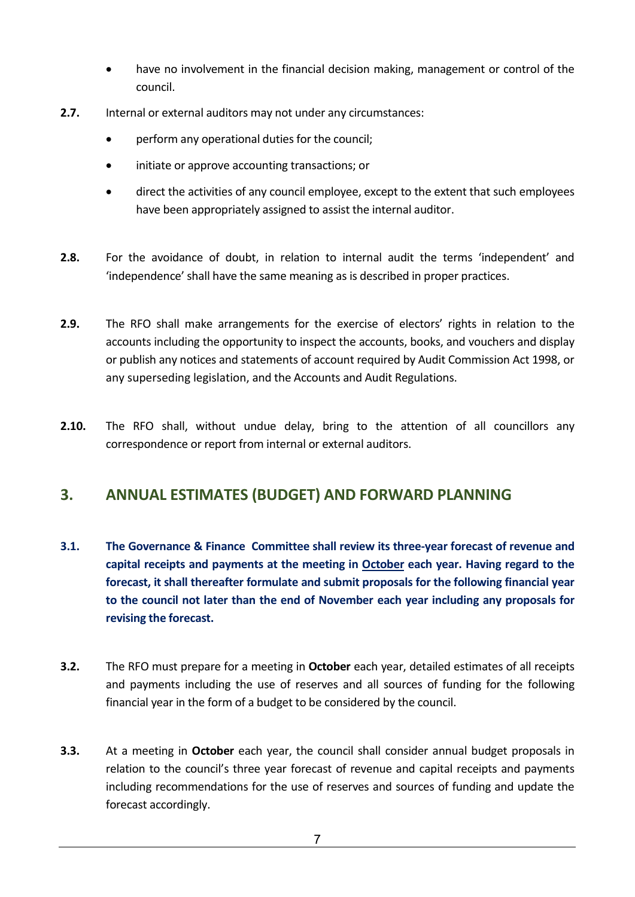- have no involvement in the financial decision making, management or control of the council.

**2.7.** Internal or external auditors may not under any circumstances:

- perform any operational duties for the council;
- initiate or approve accounting transactions; or
- direct the activities of any council employee, except to the extent that such employees have been appropriately assigned to assist the internal auditor.

**2.8.** For the avoidance of doubt, in relation to internal audit the terms 'independent' and 'independence' shall have the same meaning as is described in proper practices.

**2.9.** The RFO shall make arrangements for the exercise of electors' rights in relation to the accounts including the opportunity to inspect the accounts, books, and vouchers and display or publish any notices and statements of account required by Audit Commission Act 1998, or any superseding legislation, and the Accounts and Audit Regulations.

**2.10.** The RFO shall, without undue delay, bring to the attention of all councillors any correspondence or report from internal or external auditors.

## 3. ANNUAL ESTIMATES (BUDGET) AND FORWARD PLANNING

**3.1. The Governance & Finance Committee shall review its three-year forecast of revenue and capital receipts and payments at the meeting in <u>October</u> each year. Having regard to the forecast, it shall thereafter formulate and submit proposals for the following financial year to the council not later than the end of November each year including any proposals for revising the forecast.**

**3.2.** The RFO must prepare for a meeting in **October** each year, detailed estimates of all receipts and payments including the use of reserves and all sources of funding for the following financial year in the form of a budget to be considered by the council.

**3.3.** At a meeting in **October** each year, the council shall consider annual budget proposals in relation to the council's three year forecast of revenue and capital receipts and payments including recommendations for the use of reserves and sources of funding and update the forecast accordingly.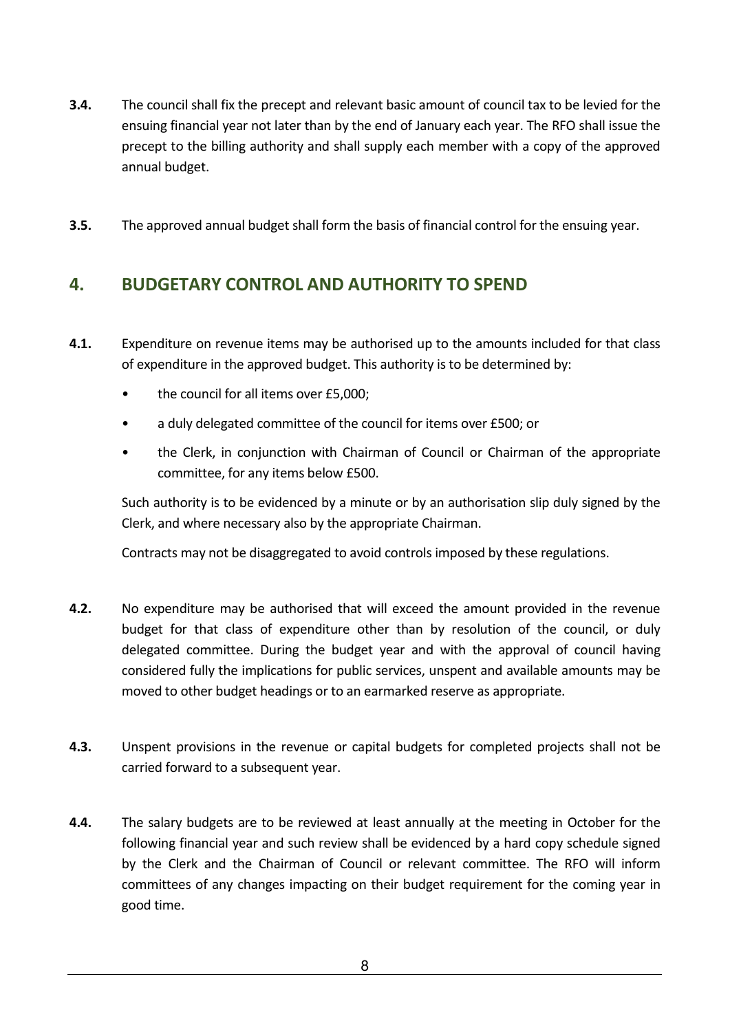**3.4.** The council shall fix the precept and relevant basic amount of council tax to be levied for the ensuing financial year not later than by the end of January each year. The RFO shall issue the precept to the billing authority and shall supply each member with a copy of the approved annual budget.

**3.5.** The approved annual budget shall form the basis of financial control for the ensuing year.

## 4. BUDGETARY CONTROL AND AUTHORITY TO SPEND

**4.1.** Expenditure on revenue items may be authorised up to the amounts included for that class of expenditure in the approved budget. This authority is to be determined by:

- the council for all items over £5,000;
- a duly delegated committee of the council for items over £500; or
- the Clerk, in conjunction with Chairman of Council or Chairman of the appropriate committee, for any items below £500.

Such authority is to be evidenced by a minute or by an authorisation slip duly signed by the Clerk, and where necessary also by the appropriate Chairman.

Contracts may not be disaggregated to avoid controls imposed by these regulations.

**4.2.** No expenditure may be authorised that will exceed the amount provided in the revenue budget for that class of expenditure other than by resolution of the council, or duly delegated committee. During the budget year and with the approval of council having considered fully the implications for public services, unspent and available amounts may be moved to other budget headings or to an earmarked reserve as appropriate.

**4.3.** Unspent provisions in the revenue or capital budgets for completed projects shall not be carried forward to a subsequent year.

**4.4.** The salary budgets are to be reviewed at least annually at the meeting in October for the following financial year and such review shall be evidenced by a hard copy schedule signed by the Clerk and the Chairman of Council or relevant committee. The RFO will inform committees of any changes impacting on their budget requirement for the coming year in good time.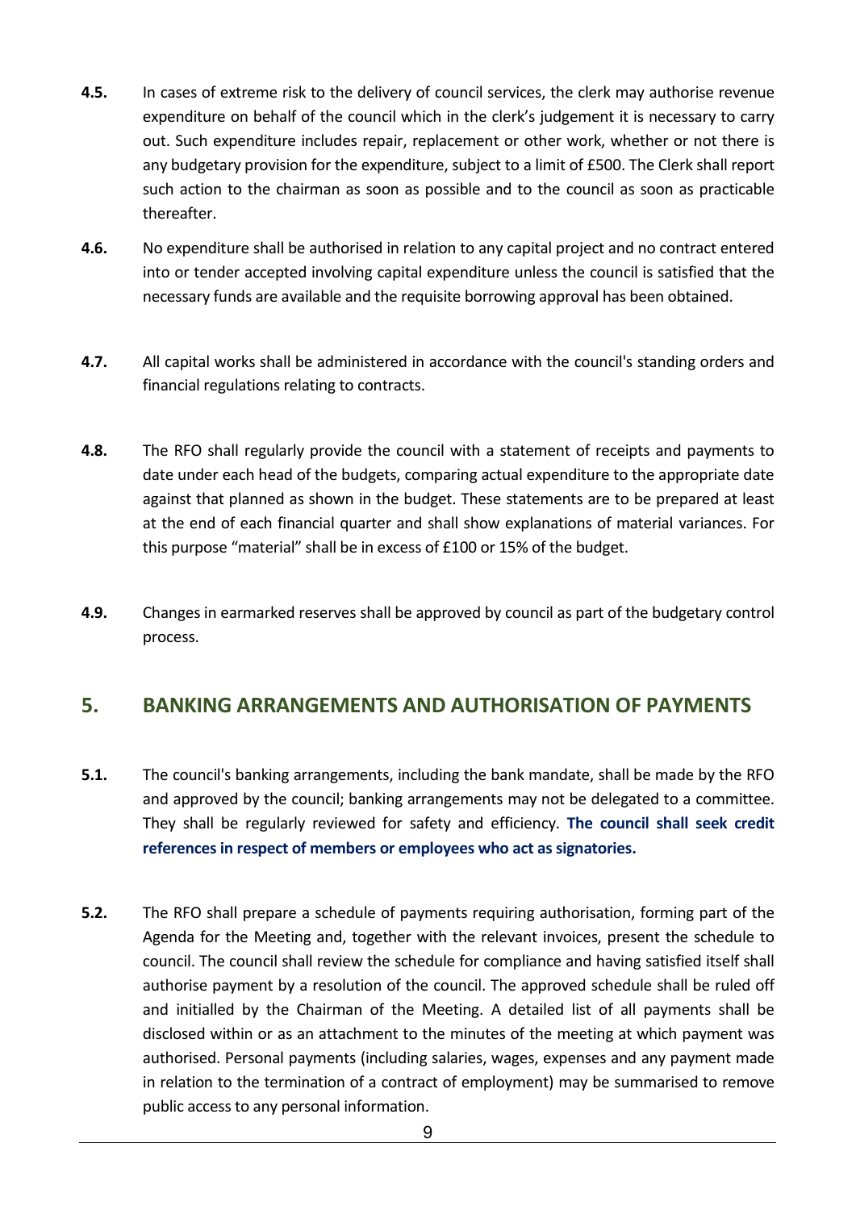**4.5.** In cases of extreme risk to the delivery of council services, the clerk may authorise revenue expenditure on behalf of the council which in the clerk's judgement it is necessary to carry out. Such expenditure includes repair, replacement or other work, whether or not there is any budgetary provision for the expenditure, subject to a limit of £500. The Clerk shall report such action to the chairman as soon as possible and to the council as soon as practicable thereafter.

**4.6.** No expenditure shall be authorised in relation to any capital project and no contract entered into or tender accepted involving capital expenditure unless the council is satisfied that the necessary funds are available and the requisite borrowing approval has been obtained.

**4.7.** All capital works shall be administered in accordance with the council's standing orders and financial regulations relating to contracts.

**4.8.** The RFO shall regularly provide the council with a statement of receipts and payments to date under each head of the budgets, comparing actual expenditure to the appropriate date against that planned as shown in the budget. These statements are to be prepared at least at the end of each financial quarter and shall show explanations of material variances. For this purpose "material" shall be in excess of £100 or 15% of the budget.

**4.9.** Changes in earmarked reserves shall be approved by council as part of the budgetary control process.

## 5. BANKING ARRANGEMENTS AND AUTHORISATION OF PAYMENTS

**5.1.** The council's banking arrangements, including the bank mandate, shall be made by the RFO and approved by the council; banking arrangements may not be delegated to a committee. They shall be regularly reviewed for safety and efficiency. **The council shall seek credit references in respect of members or employees who act as signatories.**

**5.2.** The RFO shall prepare a schedule of payments requiring authorisation, forming part of the Agenda for the Meeting and, together with the relevant invoices, present the schedule to council. The council shall review the schedule for compliance and having satisfied itself shall authorise payment by a resolution of the council. The approved schedule shall be ruled off and initialled by the Chairman of the Meeting. A detailed list of all payments shall be disclosed within or as an attachment to the minutes of the meeting at which payment was authorised. Personal payments (including salaries, wages, expenses and any payment made in relation to the termination of a contract of employment) may be summarised to remove public access to any personal information.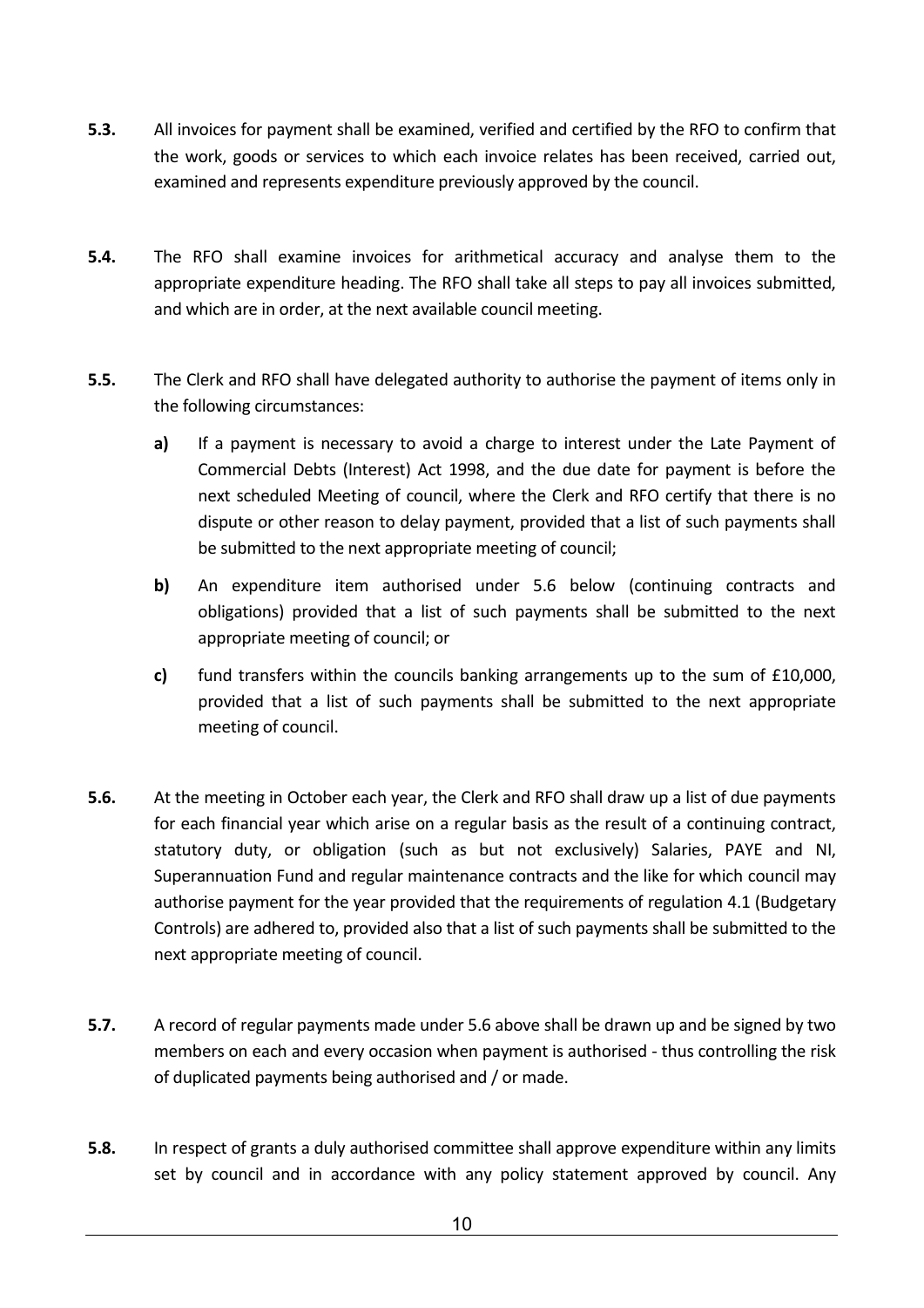**5.3.** All invoices for payment shall be examined, verified and certified by the RFO to confirm that the work, goods or services to which each invoice relates has been received, carried out, examined and represents expenditure previously approved by the council.

**5.4.** The RFO shall examine invoices for arithmetical accuracy and analyse them to the appropriate expenditure heading. The RFO shall take all steps to pay all invoices submitted, and which are in order, at the next available council meeting.

**5.5.** The Clerk and RFO shall have delegated authority to authorise the payment of items only in the following circumstances:

- **a)** If a payment is necessary to avoid a charge to interest under the Late Payment of Commercial Debts (Interest) Act 1998, and the due date for payment is before the next scheduled Meeting of council, where the Clerk and RFO certify that there is no dispute or other reason to delay payment, provided that a list of such payments shall be submitted to the next appropriate meeting of council;
- **b)** An expenditure item authorised under 5.6 below (continuing contracts and obligations) provided that a list of such payments shall be submitted to the next appropriate meeting of council; or
- **c)** fund transfers within the councils banking arrangements up to the sum of £10,000, provided that a list of such payments shall be submitted to the next appropriate meeting of council.

**5.6.** At the meeting in October each year, the Clerk and RFO shall draw up a list of due payments for each financial year which arise on a regular basis as the result of a continuing contract, statutory duty, or obligation (such as but not exclusively) Salaries, PAYE and NI, Superannuation Fund and regular maintenance contracts and the like for which council may authorise payment for the year provided that the requirements of regulation 4.1 (Budgetary Controls) are adhered to, provided also that a list of such payments shall be submitted to the next appropriate meeting of council.

**5.7.** A record of regular payments made under 5.6 above shall be drawn up and be signed by two members on each and every occasion when payment is authorised - thus controlling the risk of duplicated payments being authorised and / or made.

**5.8.** In respect of grants a duly authorised committee shall approve expenditure within any limits set by council and in accordance with any policy statement approved by council. Any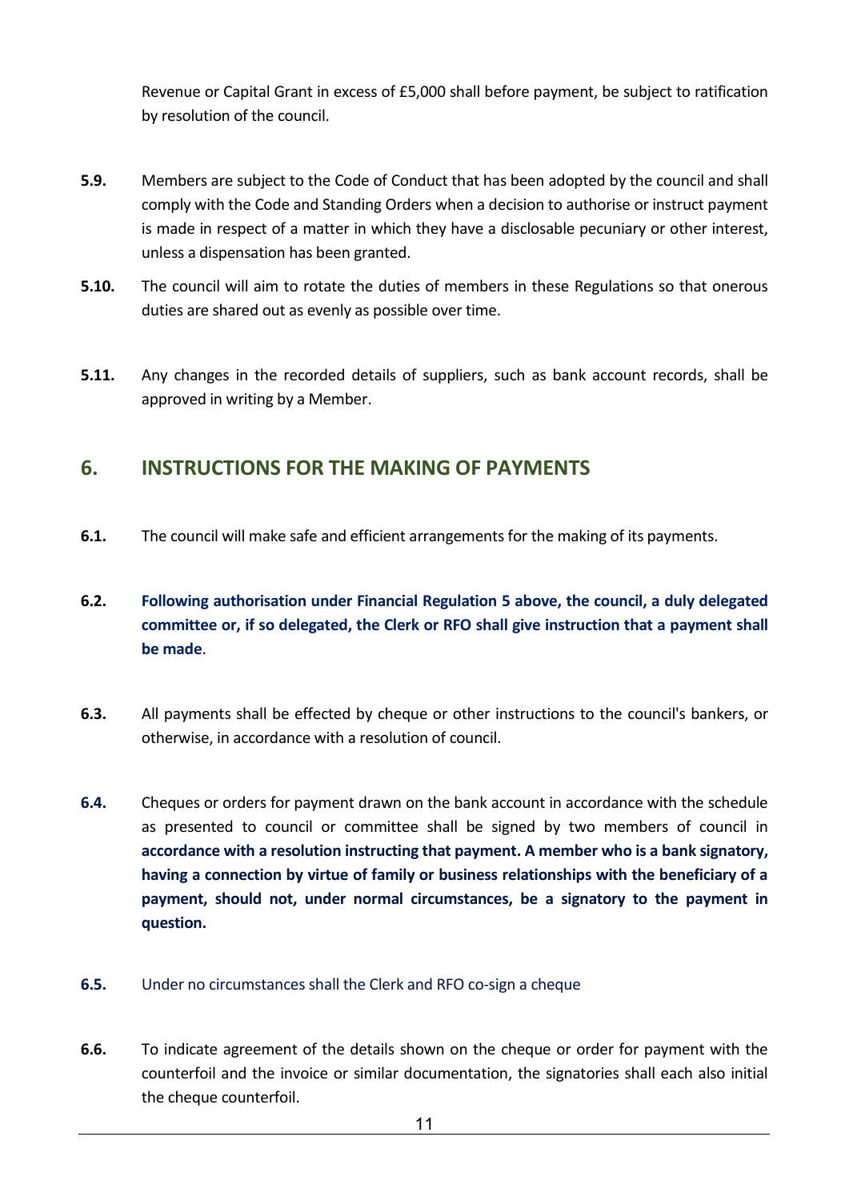Revenue or Capital Grant in excess of £5,000 shall before payment, be subject to ratification by resolution of the council.

**5.9.** Members are subject to the Code of Conduct that has been adopted by the council and shall comply with the Code and Standing Orders when a decision to authorise or instruct payment is made in respect of a matter in which they have a disclosable pecuniary or other interest, unless a dispensation has been granted.

**5.10.** The council will aim to rotate the duties of members in these Regulations so that onerous duties are shared out as evenly as possible over time.

**5.11.** Any changes in the recorded details of suppliers, such as bank account records, shall be approved in writing by a Member.

## 6. INSTRUCTIONS FOR THE MAKING OF PAYMENTS

**6.1.** The council will make safe and efficient arrangements for the making of its payments.

**6.2.** **Following authorisation under Financial Regulation 5 above, the council, a duly delegated committee or, if so delegated, the Clerk or RFO shall give instruction that a payment shall be made**.

**6.3.** All payments shall be effected by cheque or other instructions to the council's bankers, or otherwise, in accordance with a resolution of council.

**6.4.** Cheques or orders for payment drawn on the bank account in accordance with the schedule as presented to council or committee shall be signed by two members of council in **accordance with a resolution instructing that payment. A member who is a bank signatory, having a connection by virtue of family or business relationships with the beneficiary of a payment, should not, under normal circumstances, be a signatory to the payment in question.**

**6.5.** Under no circumstances shall the Clerk and RFO co-sign a cheque

**6.6.** To indicate agreement of the details shown on the cheque or order for payment with the counterfoil and the invoice or similar documentation, the signatories shall each also initial the cheque counterfoil.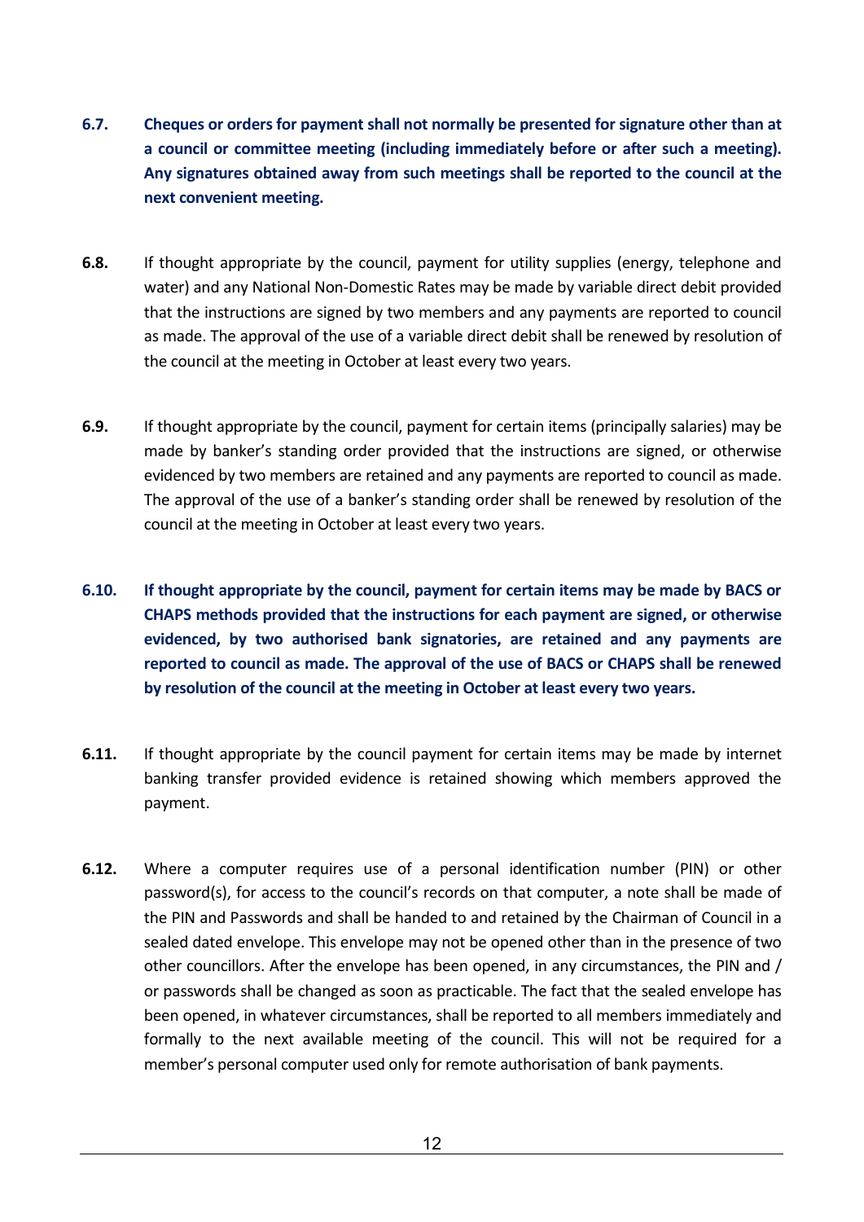**6.7.** **Cheques or orders for payment shall not normally be presented for signature other than at a council or committee meeting (including immediately before or after such a meeting). Any signatures obtained away from such meetings shall be reported to the council at the next convenient meeting.**

**6.8.** If thought appropriate by the council, payment for utility supplies (energy, telephone and water) and any National Non-Domestic Rates may be made by variable direct debit provided that the instructions are signed by two members and any payments are reported to council as made. The approval of the use of a variable direct debit shall be renewed by resolution of the council at the meeting in October at least every two years.

**6.9.** If thought appropriate by the council, payment for certain items (principally salaries) may be made by banker's standing order provided that the instructions are signed, or otherwise evidenced by two members are retained and any payments are reported to council as made. The approval of the use of a banker's standing order shall be renewed by resolution of the council at the meeting in October at least every two years.

**6.10.** **If thought appropriate by the council, payment for certain items may be made by BACS or CHAPS methods provided that the instructions for each payment are signed, or otherwise evidenced, by two authorised bank signatories, are retained and any payments are reported to council as made. The approval of the use of BACS or CHAPS shall be renewed by resolution of the council at the meeting in October at least every two years.**

**6.11.** If thought appropriate by the council payment for certain items may be made by internet banking transfer provided evidence is retained showing which members approved the payment.

**6.12.** Where a computer requires use of a personal identification number (PIN) or other password(s), for access to the council's records on that computer, a note shall be made of the PIN and Passwords and shall be handed to and retained by the Chairman of Council in a sealed dated envelope. This envelope may not be opened other than in the presence of two other councillors. After the envelope has been opened, in any circumstances, the PIN and / or passwords shall be changed as soon as practicable. The fact that the sealed envelope has been opened, in whatever circumstances, shall be reported to all members immediately and formally to the next available meeting of the council. This will not be required for a member's personal computer used only for remote authorisation of bank payments.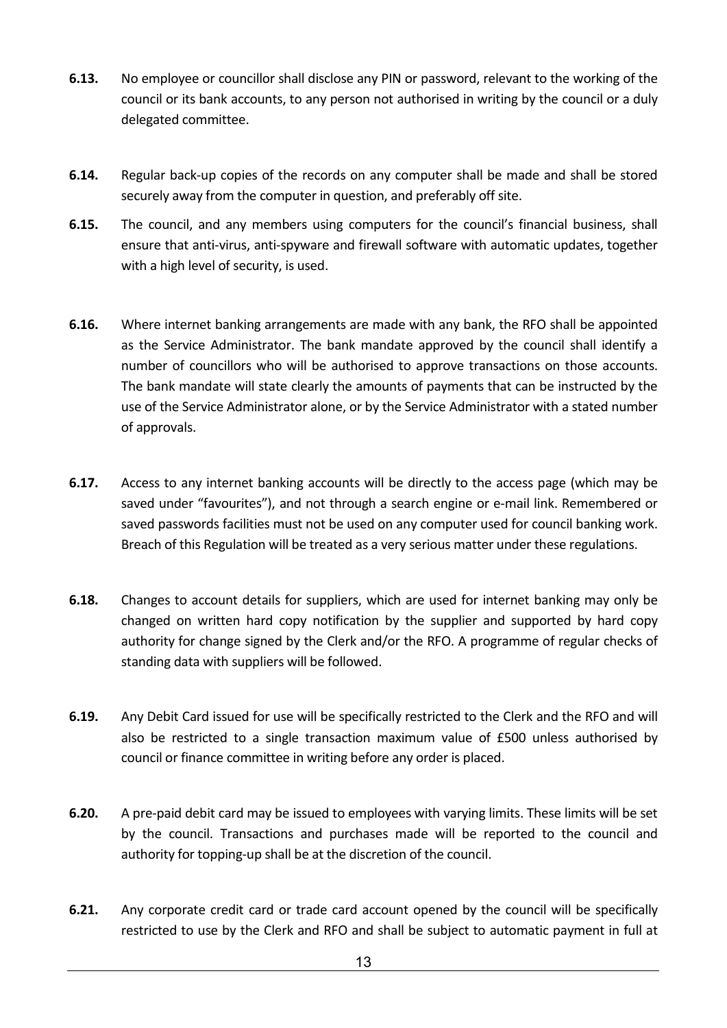**6.13.** No employee or councillor shall disclose any PIN or password, relevant to the working of the council or its bank accounts, to any person not authorised in writing by the council or a duly delegated committee.

**6.14.** Regular back-up copies of the records on any computer shall be made and shall be stored securely away from the computer in question, and preferably off site.

**6.15.** The council, and any members using computers for the council's financial business, shall ensure that anti-virus, anti-spyware and firewall software with automatic updates, together with a high level of security, is used.

**6.16.** Where internet banking arrangements are made with any bank, the RFO shall be appointed as the Service Administrator. The bank mandate approved by the council shall identify a number of councillors who will be authorised to approve transactions on those accounts. The bank mandate will state clearly the amounts of payments that can be instructed by the use of the Service Administrator alone, or by the Service Administrator with a stated number of approvals.

**6.17.** Access to any internet banking accounts will be directly to the access page (which may be saved under "favourites"), and not through a search engine or e-mail link. Remembered or saved passwords facilities must not be used on any computer used for council banking work. Breach of this Regulation will be treated as a very serious matter under these regulations.

**6.18.** Changes to account details for suppliers, which are used for internet banking may only be changed on written hard copy notification by the supplier and supported by hard copy authority for change signed by the Clerk and/or the RFO. A programme of regular checks of standing data with suppliers will be followed.

**6.19.** Any Debit Card issued for use will be specifically restricted to the Clerk and the RFO and will also be restricted to a single transaction maximum value of £500 unless authorised by council or finance committee in writing before any order is placed.

**6.20.** A pre-paid debit card may be issued to employees with varying limits. These limits will be set by the council. Transactions and purchases made will be reported to the council and authority for topping-up shall be at the discretion of the council.

**6.21.** Any corporate credit card or trade card account opened by the council will be specifically restricted to use by the Clerk and RFO and shall be subject to automatic payment in full at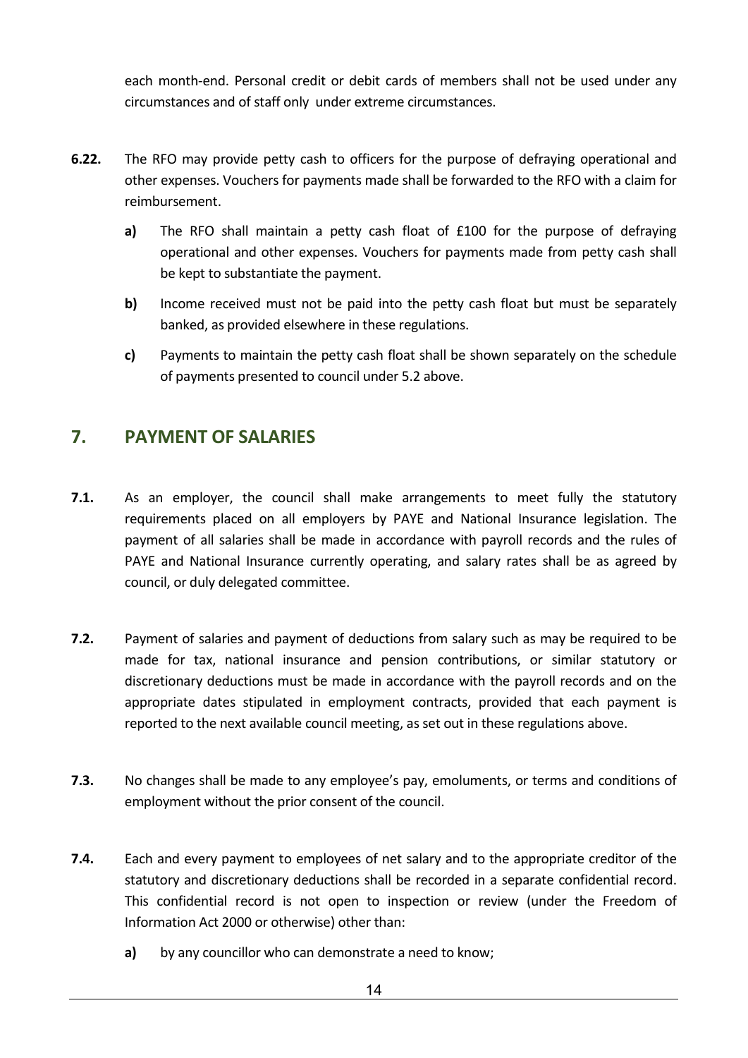each month-end. Personal credit or debit cards of members shall not be used under any circumstances and of staff only under extreme circumstances.

**6.22.** The RFO may provide petty cash to officers for the purpose of defraying operational and other expenses. Vouchers for payments made shall be forwarded to the RFO with a claim for reimbursement.

- **a)** The RFO shall maintain a petty cash float of £100 for the purpose of defraying operational and other expenses. Vouchers for payments made from petty cash shall be kept to substantiate the payment.
- **b)** Income received must not be paid into the petty cash float but must be separately banked, as provided elsewhere in these regulations.
- **c)** Payments to maintain the petty cash float shall be shown separately on the schedule of payments presented to council under 5.2 above.

## 7. PAYMENT OF SALARIES

**7.1.** As an employer, the council shall make arrangements to meet fully the statutory requirements placed on all employers by PAYE and National Insurance legislation. The payment of all salaries shall be made in accordance with payroll records and the rules of PAYE and National Insurance currently operating, and salary rates shall be as agreed by council, or duly delegated committee.

**7.2.** Payment of salaries and payment of deductions from salary such as may be required to be made for tax, national insurance and pension contributions, or similar statutory or discretionary deductions must be made in accordance with the payroll records and on the appropriate dates stipulated in employment contracts, provided that each payment is reported to the next available council meeting, as set out in these regulations above.

**7.3.** No changes shall be made to any employee's pay, emoluments, or terms and conditions of employment without the prior consent of the council.

**7.4.** Each and every payment to employees of net salary and to the appropriate creditor of the statutory and discretionary deductions shall be recorded in a separate confidential record. This confidential record is not open to inspection or review (under the Freedom of Information Act 2000 or otherwise) other than:

- **a)** by any councillor who can demonstrate a need to know;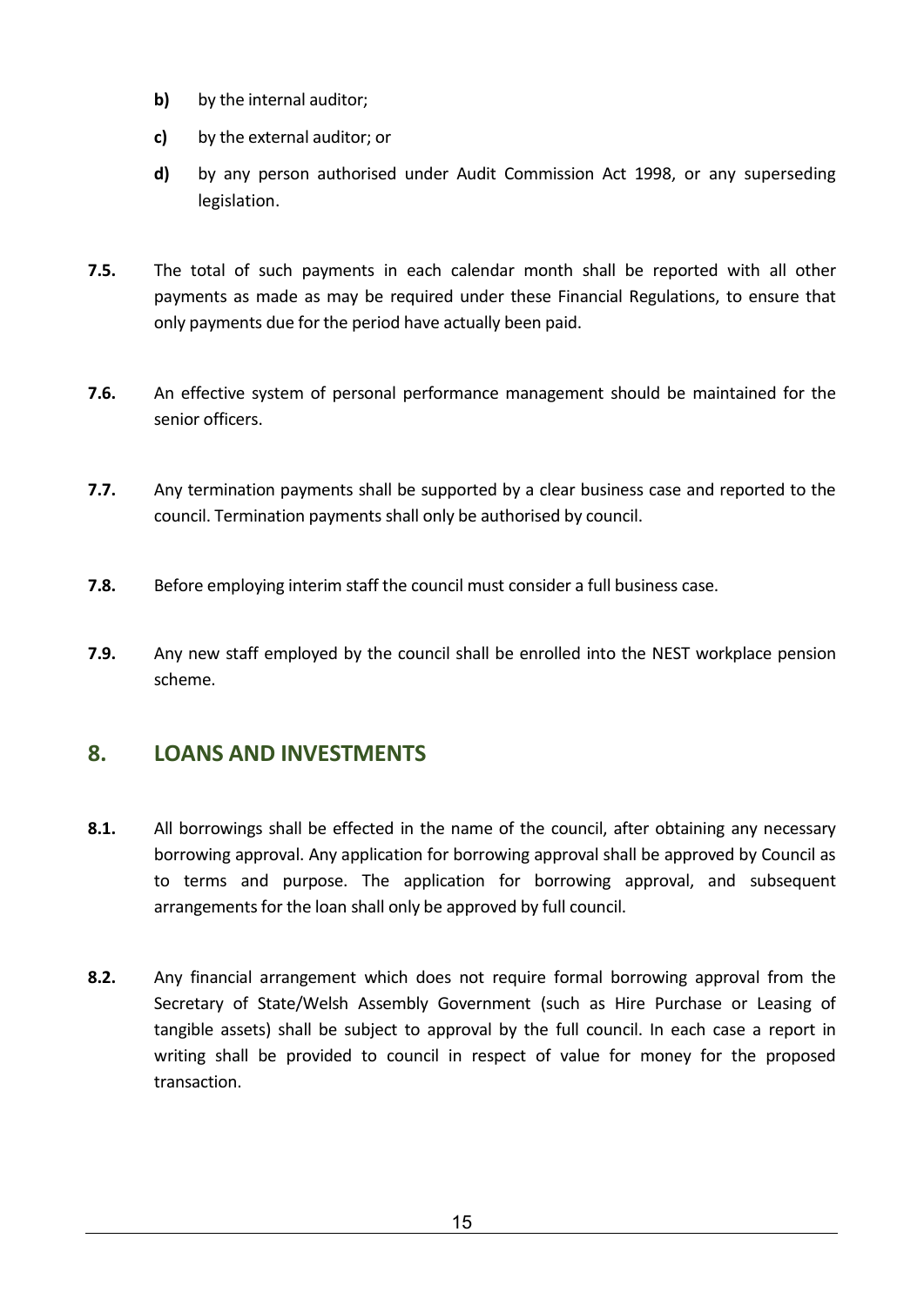- **b)** by the internal auditor;
- **c)** by the external auditor; or
- **d)** by any person authorised under Audit Commission Act 1998, or any superseding legislation.

**7.5.** The total of such payments in each calendar month shall be reported with all other payments as made as may be required under these Financial Regulations, to ensure that only payments due for the period have actually been paid.

**7.6.** An effective system of personal performance management should be maintained for the senior officers.

**7.7.** Any termination payments shall be supported by a clear business case and reported to the council. Termination payments shall only be authorised by council.

**7.8.** Before employing interim staff the council must consider a full business case.

**7.9.** Any new staff employed by the council shall be enrolled into the NEST workplace pension scheme.

## 8. LOANS AND INVESTMENTS

**8.1.** All borrowings shall be effected in the name of the council, after obtaining any necessary borrowing approval. Any application for borrowing approval shall be approved by Council as to terms and purpose. The application for borrowing approval, and subsequent arrangements for the loan shall only be approved by full council.

**8.2.** Any financial arrangement which does not require formal borrowing approval from the Secretary of State/Welsh Assembly Government (such as Hire Purchase or Leasing of tangible assets) shall be subject to approval by the full council. In each case a report in writing shall be provided to council in respect of value for money for the proposed transaction.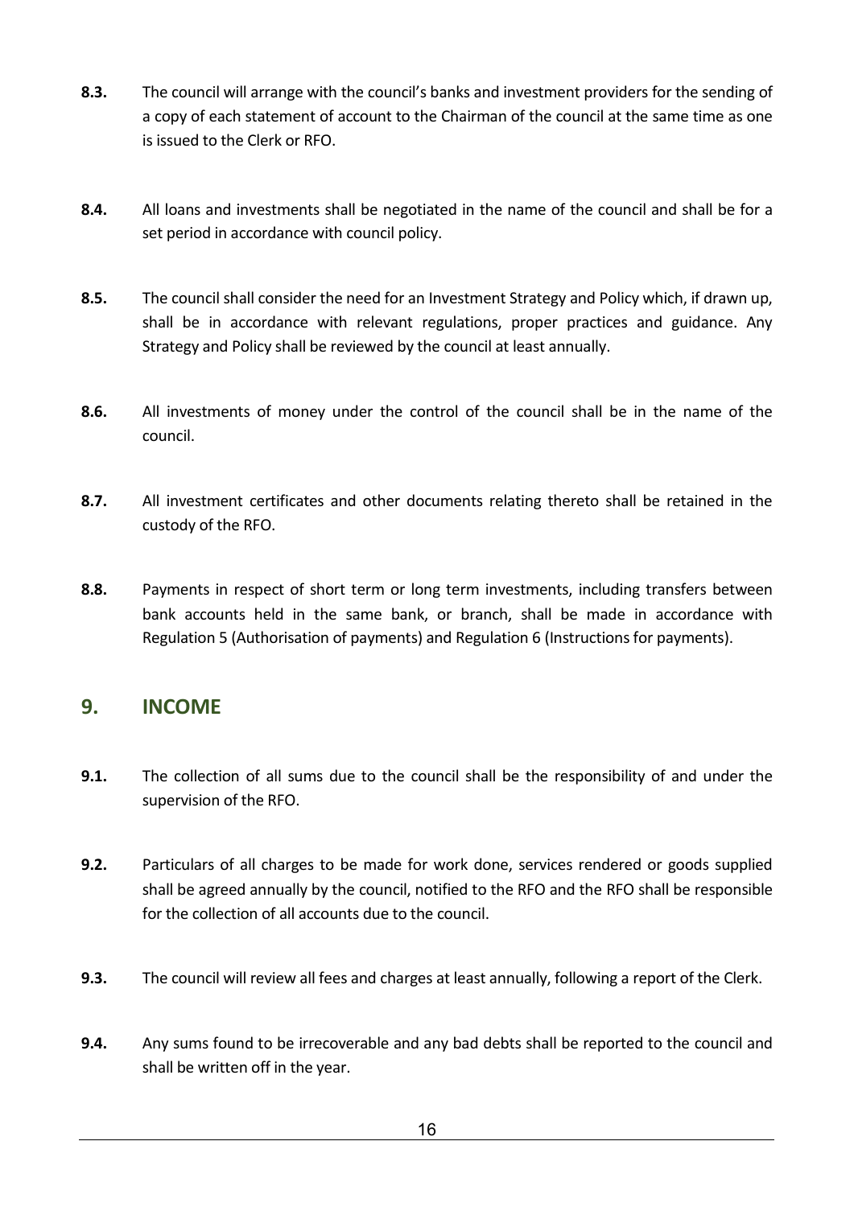**8.3.** The council will arrange with the council's banks and investment providers for the sending of a copy of each statement of account to the Chairman of the council at the same time as one is issued to the Clerk or RFO.

**8.4.** All loans and investments shall be negotiated in the name of the council and shall be for a set period in accordance with council policy.

**8.5.** The council shall consider the need for an Investment Strategy and Policy which, if drawn up, shall be in accordance with relevant regulations, proper practices and guidance. Any Strategy and Policy shall be reviewed by the council at least annually.

**8.6.** All investments of money under the control of the council shall be in the name of the council.

**8.7.** All investment certificates and other documents relating thereto shall be retained in the custody of the RFO.

**8.8.** Payments in respect of short term or long term investments, including transfers between bank accounts held in the same bank, or branch, shall be made in accordance with Regulation 5 (Authorisation of payments) and Regulation 6 (Instructions for payments).

## 9. INCOME

**9.1.** The collection of all sums due to the council shall be the responsibility of and under the supervision of the RFO.

**9.2.** Particulars of all charges to be made for work done, services rendered or goods supplied shall be agreed annually by the council, notified to the RFO and the RFO shall be responsible for the collection of all accounts due to the council.

**9.3.** The council will review all fees and charges at least annually, following a report of the Clerk.

**9.4.** Any sums found to be irrecoverable and any bad debts shall be reported to the council and shall be written off in the year.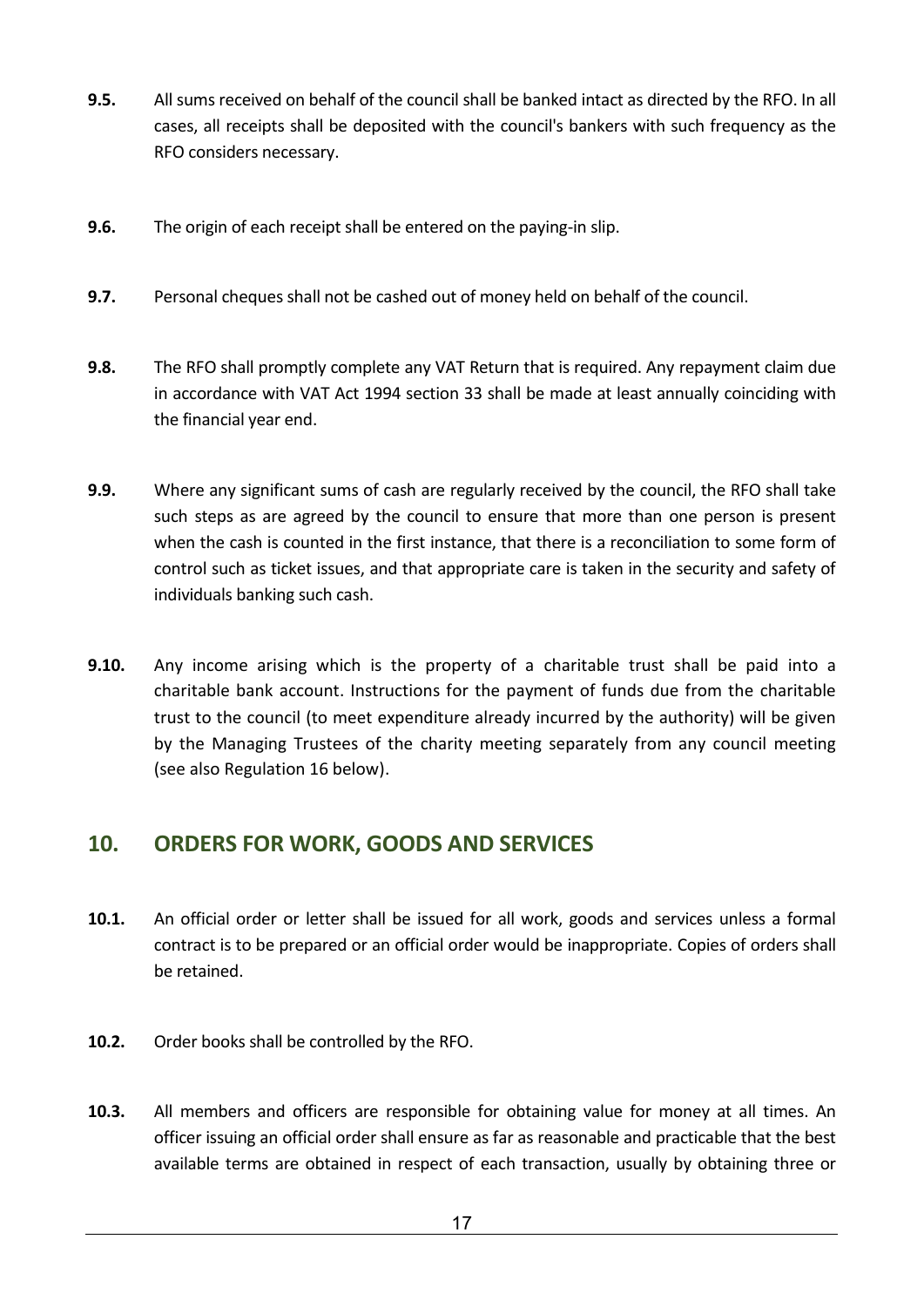**9.5.** All sums received on behalf of the council shall be banked intact as directed by the RFO. In all cases, all receipts shall be deposited with the council's bankers with such frequency as the RFO considers necessary.

**9.6.** The origin of each receipt shall be entered on the paying-in slip.

**9.7.** Personal cheques shall not be cashed out of money held on behalf of the council.

**9.8.** The RFO shall promptly complete any VAT Return that is required. Any repayment claim due in accordance with VAT Act 1994 section 33 shall be made at least annually coinciding with the financial year end.

**9.9.** Where any significant sums of cash are regularly received by the council, the RFO shall take such steps as are agreed by the council to ensure that more than one person is present when the cash is counted in the first instance, that there is a reconciliation to some form of control such as ticket issues, and that appropriate care is taken in the security and safety of individuals banking such cash.

**9.10.** Any income arising which is the property of a charitable trust shall be paid into a charitable bank account. Instructions for the payment of funds due from the charitable trust to the council (to meet expenditure already incurred by the authority) will be given by the Managing Trustees of the charity meeting separately from any council meeting (see also Regulation 16 below).

## 10. ORDERS FOR WORK, GOODS AND SERVICES

**10.1.** An official order or letter shall be issued for all work, goods and services unless a formal contract is to be prepared or an official order would be inappropriate. Copies of orders shall be retained.

**10.2.** Order books shall be controlled by the RFO.

**10.3.** All members and officers are responsible for obtaining value for money at all times. An officer issuing an official order shall ensure as far as reasonable and practicable that the best available terms are obtained in respect of each transaction, usually by obtaining three or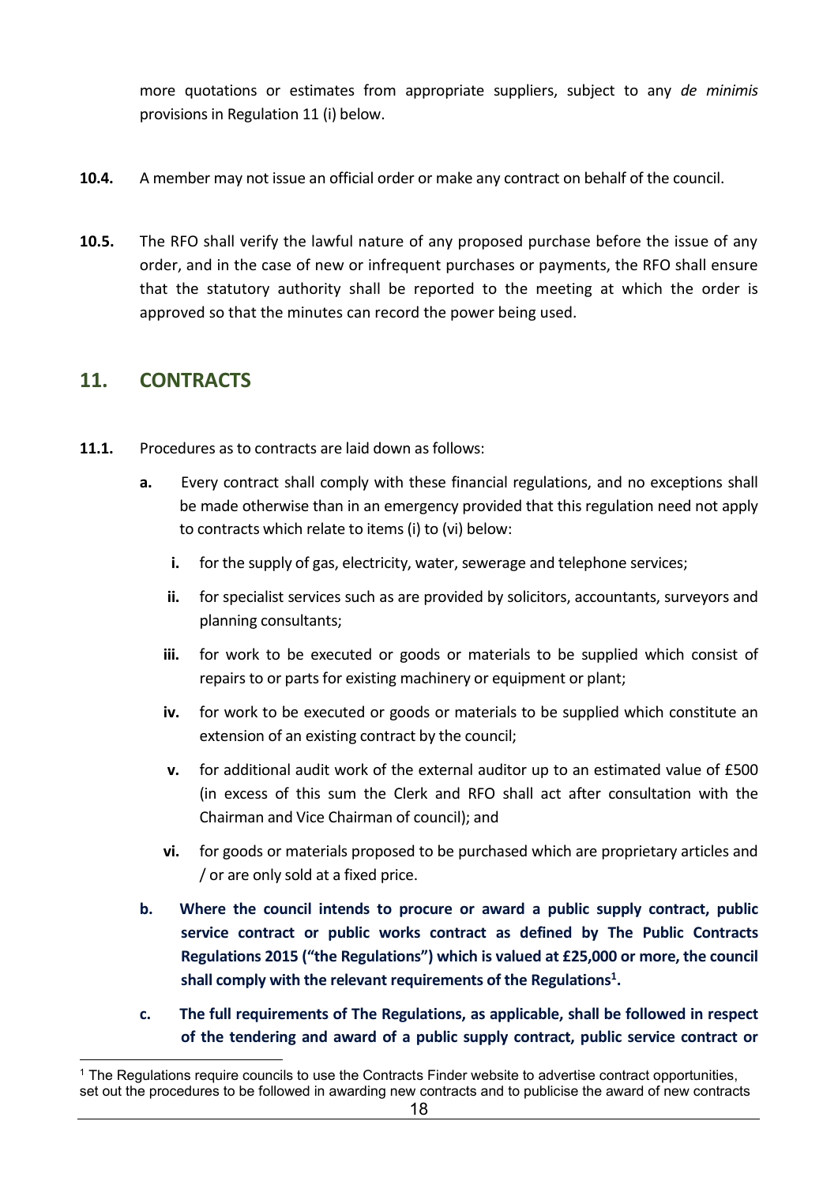more quotations or estimates from appropriate suppliers, subject to any *de minimis* provisions in Regulation 11 (i) below.

**10.4.** A member may not issue an official order or make any contract on behalf of the council.

**10.5.** The RFO shall verify the lawful nature of any proposed purchase before the issue of any order, and in the case of new or infrequent purchases or payments, the RFO shall ensure that the statutory authority shall be reported to the meeting at which the order is approved so that the minutes can record the power being used.

## 11. CONTRACTS

**11.1.** Procedures as to contracts are laid down as follows:

- **a.** Every contract shall comply with these financial regulations, and no exceptions shall be made otherwise than in an emergency provided that this regulation need not apply to contracts which relate to items (i) to (vi) below:
  - **i.** for the supply of gas, electricity, water, sewerage and telephone services;
  - **ii.** for specialist services such as are provided by solicitors, accountants, surveyors and planning consultants;
  - **iii.** for work to be executed or goods or materials to be supplied which consist of repairs to or parts for existing machinery or equipment or plant;
  - **iv.** for work to be executed or goods or materials to be supplied which constitute an extension of an existing contract by the council;
  - **v.** for additional audit work of the external auditor up to an estimated value of £500 (in excess of this sum the Clerk and RFO shall act after consultation with the Chairman and Vice Chairman of council); and
  - **vi.** for goods or materials proposed to be purchased which are proprietary articles and / or are only sold at a fixed price.
- **b.** **Where the council intends to procure or award a public supply contract, public service contract or public works contract as defined by The Public Contracts Regulations 2015 ("the Regulations") which is valued at £25,000 or more, the council shall comply with the relevant requirements of the Regulations[1].**
- **c.** **The full requirements of The Regulations, as applicable, shall be followed in respect of the tendering and award of a public supply contract, public service contract or**

[1] The Regulations require councils to use the Contracts Finder website to advertise contract opportunities, set out the procedures to be followed in awarding new contracts and to publicise the award of new contracts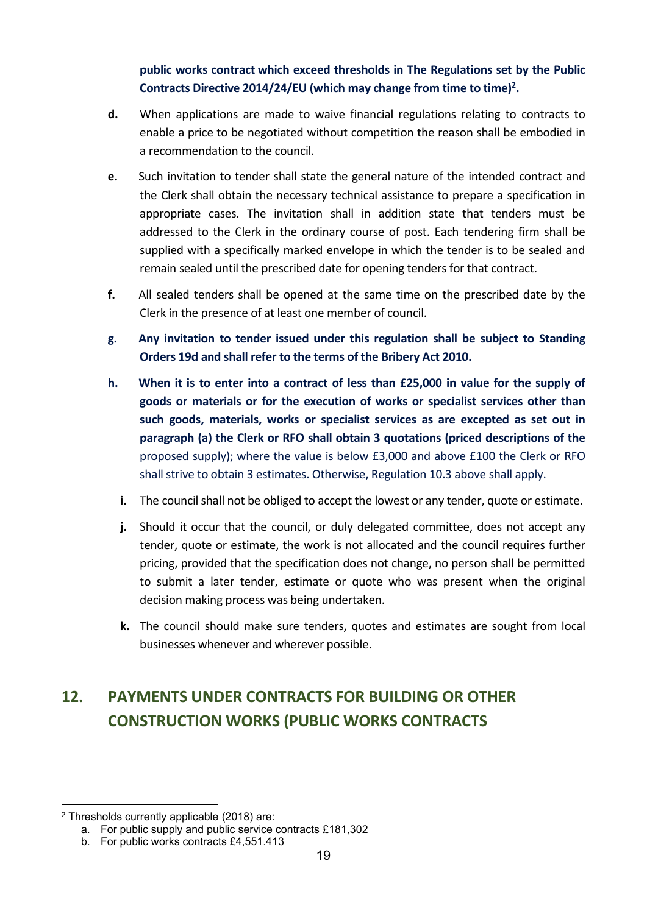**public works contract which exceed thresholds in The Regulations set by the Public Contracts Directive 2014/24/EU (which may change from time to time)[2].**

**d.** When applications are made to waive financial regulations relating to contracts to enable a price to be negotiated without competition the reason shall be embodied in a recommendation to the council.

**e.** Such invitation to tender shall state the general nature of the intended contract and the Clerk shall obtain the necessary technical assistance to prepare a specification in appropriate cases. The invitation shall in addition state that tenders must be addressed to the Clerk in the ordinary course of post. Each tendering firm shall be supplied with a specifically marked envelope in which the tender is to be sealed and remain sealed until the prescribed date for opening tenders for that contract.

**f.** All sealed tenders shall be opened at the same time on the prescribed date by the Clerk in the presence of at least one member of council.

**g. Any invitation to tender issued under this regulation shall be subject to Standing Orders 19d and shall refer to the terms of the Bribery Act 2010.**

**h. When it is to enter into a contract of less than £25,000 in value for the supply of goods or materials or for the execution of works or specialist services other than such goods, materials, works or specialist services as are excepted as set out in paragraph (a) the Clerk or RFO shall obtain 3 quotations (priced descriptions of the** proposed supply); where the value is below £3,000 and above £100 the Clerk or RFO shall strive to obtain 3 estimates. Otherwise, Regulation 10.3 above shall apply.

**i.** The council shall not be obliged to accept the lowest or any tender, quote or estimate.

**j.** Should it occur that the council, or duly delegated committee, does not accept any tender, quote or estimate, the work is not allocated and the council requires further pricing, provided that the specification does not change, no person shall be permitted to submit a later tender, estimate or quote who was present when the original decision making process was being undertaken.

**k.** The council should make sure tenders, quotes and estimates are sought from local businesses whenever and wherever possible.

## 12. PAYMENTS UNDER CONTRACTS FOR BUILDING OR OTHER CONSTRUCTION WORKS (PUBLIC WORKS CONTRACTS

---

[2] Thresholds currently applicable (2018) are:

a. For public supply and public service contracts £181,302
b. For public works contracts £4,551.413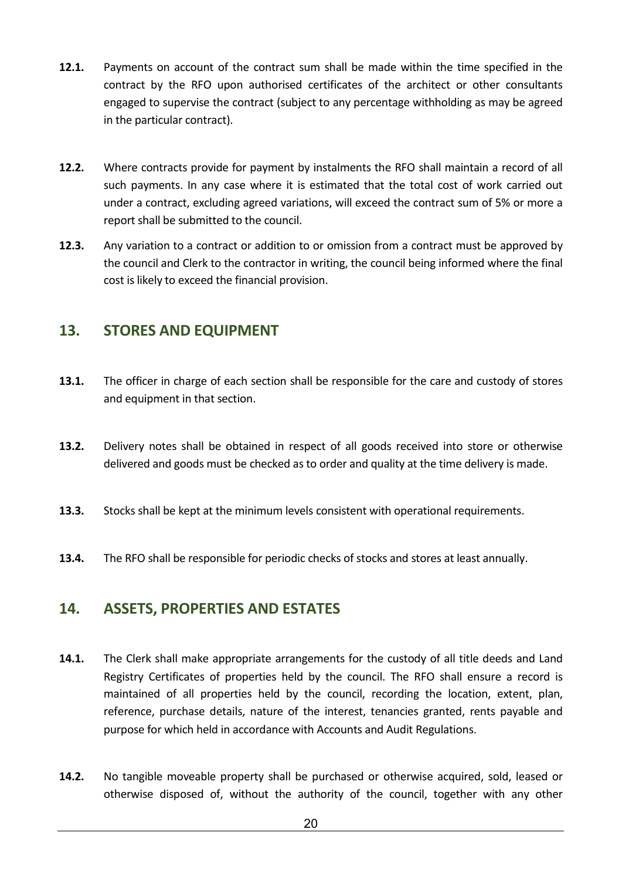**12.1.** Payments on account of the contract sum shall be made within the time specified in the contract by the RFO upon authorised certificates of the architect or other consultants engaged to supervise the contract (subject to any percentage withholding as may be agreed in the particular contract).

**12.2.** Where contracts provide for payment by instalments the RFO shall maintain a record of all such payments. In any case where it is estimated that the total cost of work carried out under a contract, excluding agreed variations, will exceed the contract sum of 5% or more a report shall be submitted to the council.

**12.3.** Any variation to a contract or addition to or omission from a contract must be approved by the council and Clerk to the contractor in writing, the council being informed where the final cost is likely to exceed the financial provision.

## 13. STORES AND EQUIPMENT

**13.1.** The officer in charge of each section shall be responsible for the care and custody of stores and equipment in that section.

**13.2.** Delivery notes shall be obtained in respect of all goods received into store or otherwise delivered and goods must be checked as to order and quality at the time delivery is made.

**13.3.** Stocks shall be kept at the minimum levels consistent with operational requirements.

**13.4.** The RFO shall be responsible for periodic checks of stocks and stores at least annually.

## 14. ASSETS, PROPERTIES AND ESTATES

**14.1.** The Clerk shall make appropriate arrangements for the custody of all title deeds and Land Registry Certificates of properties held by the council. The RFO shall ensure a record is maintained of all properties held by the council, recording the location, extent, plan, reference, purchase details, nature of the interest, tenancies granted, rents payable and purpose for which held in accordance with Accounts and Audit Regulations.

**14.2.** No tangible moveable property shall be purchased or otherwise acquired, sold, leased or otherwise disposed of, without the authority of the council, together with any other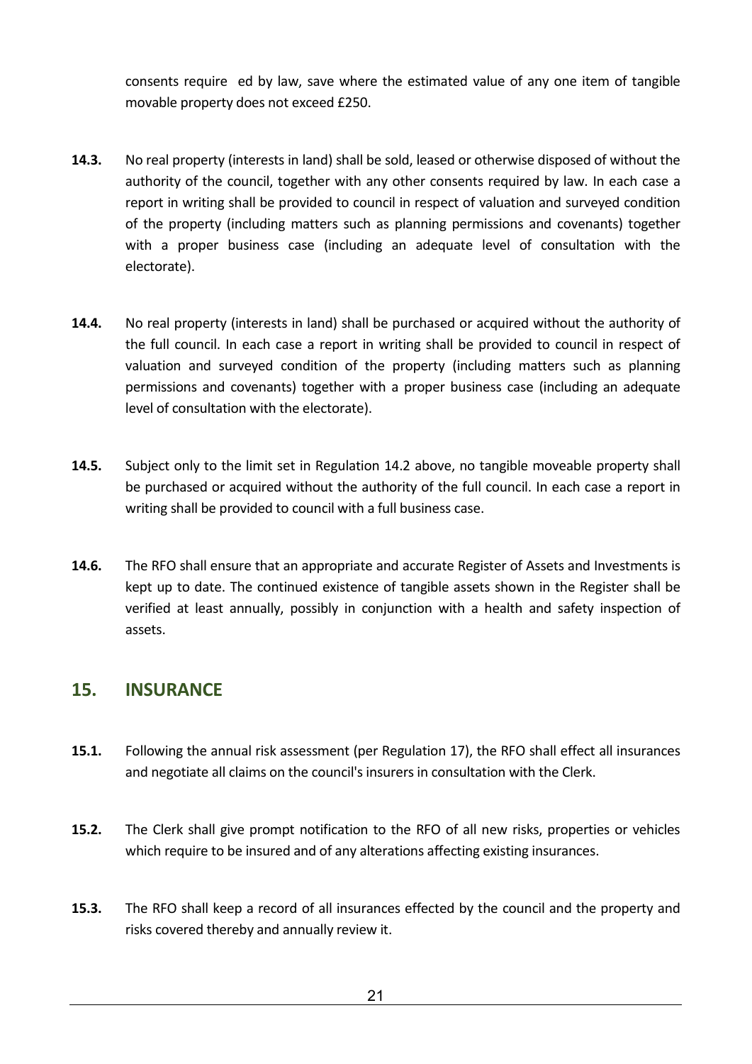consents require ed by law, save where the estimated value of any one item of tangible movable property does not exceed £250.

**14.3.** No real property (interests in land) shall be sold, leased or otherwise disposed of without the authority of the council, together with any other consents required by law. In each case a report in writing shall be provided to council in respect of valuation and surveyed condition of the property (including matters such as planning permissions and covenants) together with a proper business case (including an adequate level of consultation with the electorate).

**14.4.** No real property (interests in land) shall be purchased or acquired without the authority of the full council. In each case a report in writing shall be provided to council in respect of valuation and surveyed condition of the property (including matters such as planning permissions and covenants) together with a proper business case (including an adequate level of consultation with the electorate).

**14.5.** Subject only to the limit set in Regulation 14.2 above, no tangible moveable property shall be purchased or acquired without the authority of the full council. In each case a report in writing shall be provided to council with a full business case.

**14.6.** The RFO shall ensure that an appropriate and accurate Register of Assets and Investments is kept up to date. The continued existence of tangible assets shown in the Register shall be verified at least annually, possibly in conjunction with a health and safety inspection of assets.

## 15. INSURANCE

**15.1.** Following the annual risk assessment (per Regulation 17), the RFO shall effect all insurances and negotiate all claims on the council's insurers in consultation with the Clerk.

**15.2.** The Clerk shall give prompt notification to the RFO of all new risks, properties or vehicles which require to be insured and of any alterations affecting existing insurances.

**15.3.** The RFO shall keep a record of all insurances effected by the council and the property and risks covered thereby and annually review it.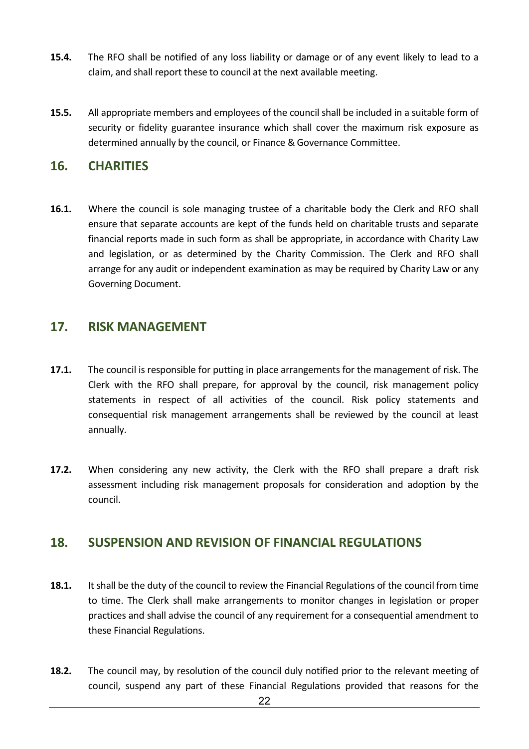**15.4.** The RFO shall be notified of any loss liability or damage or of any event likely to lead to a claim, and shall report these to council at the next available meeting.

**15.5.** All appropriate members and employees of the council shall be included in a suitable form of security or fidelity guarantee insurance which shall cover the maximum risk exposure as determined annually by the council, or Finance & Governance Committee.

## 16. CHARITIES

**16.1.** Where the council is sole managing trustee of a charitable body the Clerk and RFO shall ensure that separate accounts are kept of the funds held on charitable trusts and separate financial reports made in such form as shall be appropriate, in accordance with Charity Law and legislation, or as determined by the Charity Commission. The Clerk and RFO shall arrange for any audit or independent examination as may be required by Charity Law or any Governing Document.

## 17. RISK MANAGEMENT

**17.1.** The council is responsible for putting in place arrangements for the management of risk. The Clerk with the RFO shall prepare, for approval by the council, risk management policy statements in respect of all activities of the council. Risk policy statements and consequential risk management arrangements shall be reviewed by the council at least annually.

**17.2.** When considering any new activity, the Clerk with the RFO shall prepare a draft risk assessment including risk management proposals for consideration and adoption by the council.

## 18. SUSPENSION AND REVISION OF FINANCIAL REGULATIONS

**18.1.** It shall be the duty of the council to review the Financial Regulations of the council from time to time. The Clerk shall make arrangements to monitor changes in legislation or proper practices and shall advise the council of any requirement for a consequential amendment to these Financial Regulations.

**18.2.** The council may, by resolution of the council duly notified prior to the relevant meeting of council, suspend any part of these Financial Regulations provided that reasons for the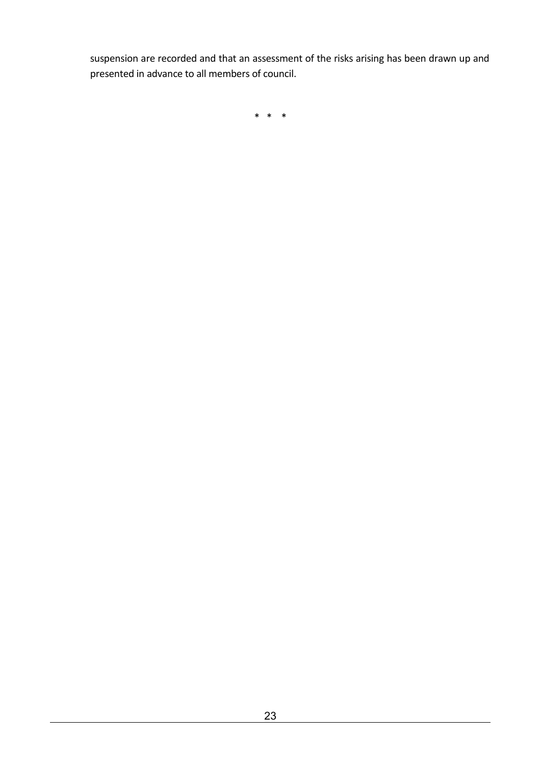suspension are recorded and that an assessment of the risks arising has been drawn up and presented in advance to all members of council.

\* \* \*